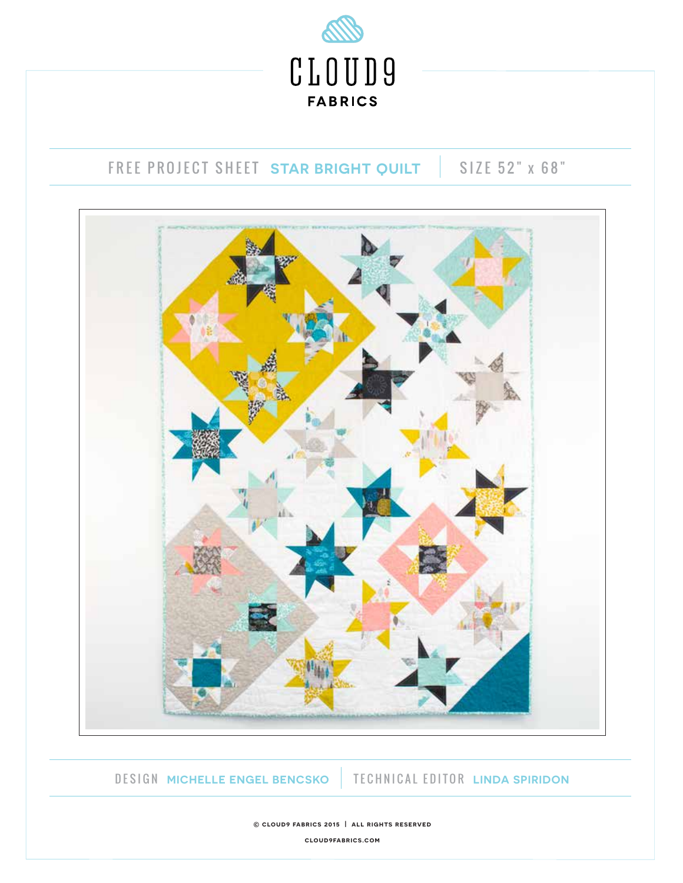# CLOUD9 FABRICS

FREE PROJECT SHEET **STAR BRIGHT QUILT** | SIZE 52" x 68"

DESIGN **MICHELLE ENGEL BENCSKO** | TECHNICAL EDITOR **LINDA SPIRIDON**

© CLOUD9 FABRICS 2015 | ALL RIGHTS RESERVED

CLOUD9FABRICS.COM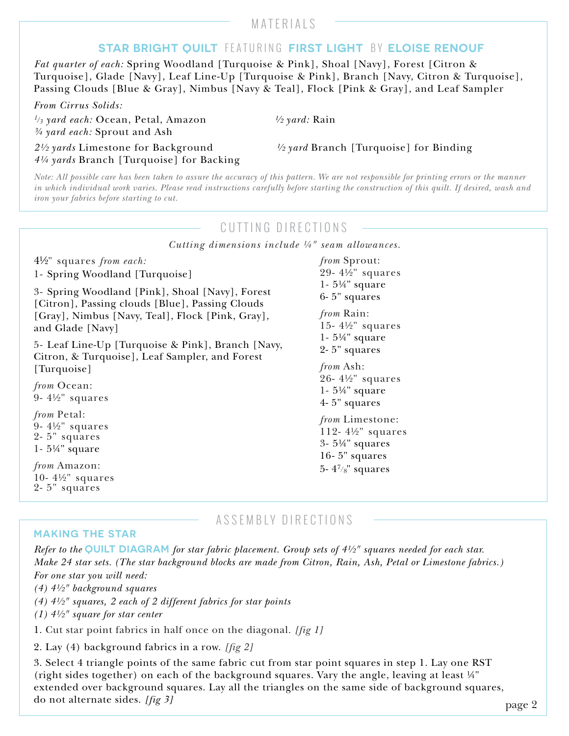## MATERIALS

### STAR BRIGHT QUILT FEATURING FIRST LIGHT BY ELOISE RENOUF

*Fat quarter of each:* Spring Woodland [Turquoise & Pink], Shoal [Navy], Forest [Citron & Turquoise], Glade [Navy], Leaf Line-Up [Turquoise & Pink], Branch [Navy, Citron & Turquoise], Passing Clouds [Blue & Gray], Nimbus [Navy & Teal], Flock [Pink & Gray], and Leaf Sampler

*From Cirrus Solids:*

*⅓ yard each:* Ocean, Petal, Amazon
*¾ yard each:* Sprout and Ash

*½ yard:* Rain

*2½ yards* Limestone for Background
*4¼ yards* Branch [Turquoise] for Backing

*½ yard* Branch [Turquoise] for Binding

*Note: All possible care has been taken to assure the accuracy of this pattern. We are not responsible for printing errors or the manner in which individual work varies. Please read instructions carefully before starting the construction of this quilt. If desired, wash and iron your fabrics before starting to cut.*

## CUTTING DIRECTIONS

*Cutting dimensions include ¼" seam allowances.*

4½" squares *from each:*

1- Spring Woodland [Turquoise]

3- Spring Woodland [Pink], Shoal [Navy], Forest [Citron], Passing clouds [Blue], Passing Clouds [Gray], Nimbus [Navy, Teal], Flock [Pink, Gray], and Glade [Navy]

5- Leaf Line-Up [Turquoise & Pink], Branch [Navy, Citron, & Turquoise], Leaf Sampler, and Forest [Turquoise]

*from* Ocean:
9- 4½" squares

*from* Petal:
9- 4½" squares
2- 5" squares
1- 5¼" square

*from* Amazon:
10- 4½" squares
2- 5" squares

*from* Sprout:
29- 4½" squares
1- 5¼" square
6- 5" squares

*from* Rain:
15- 4½" squares
1- 5¼" square
2- 5" squares

*from* Ash:
26- 4½" squares
1- 5¼" square
4- 5" squares

*from* Limestone:
112- 4½" squares
3- 5¼" squares
16- 5" squares
5- 4⅞" squares

## ASSEMBLY DIRECTIONS

### MAKING THE STAR

*Refer to the* **QUILT DIAGRAM** *for star fabric placement. Group sets of 4½" squares needed for each star. Make 24 star sets. (The star background blocks are made from Citron, Rain, Ash, Petal or Limestone fabrics.)*
*For one star you will need:*
*(4) 4½" background squares*
*(4) 4½" squares, 2 each of 2 different fabrics for star points*
*(1) 4½" square for star center*

1. Cut star point fabrics in half once on the diagonal. *[fig 1]*

2. Lay (4) background fabrics in a row. *[fig 2]*

3. Select 4 triangle points of the same fabric cut from star point squares in step 1. Lay one RST (right sides together) on each of the background squares. Vary the angle, leaving at least ¼" extended over background squares. Lay all the triangles on the same side of background squares, do not alternate sides. *[fig 3]*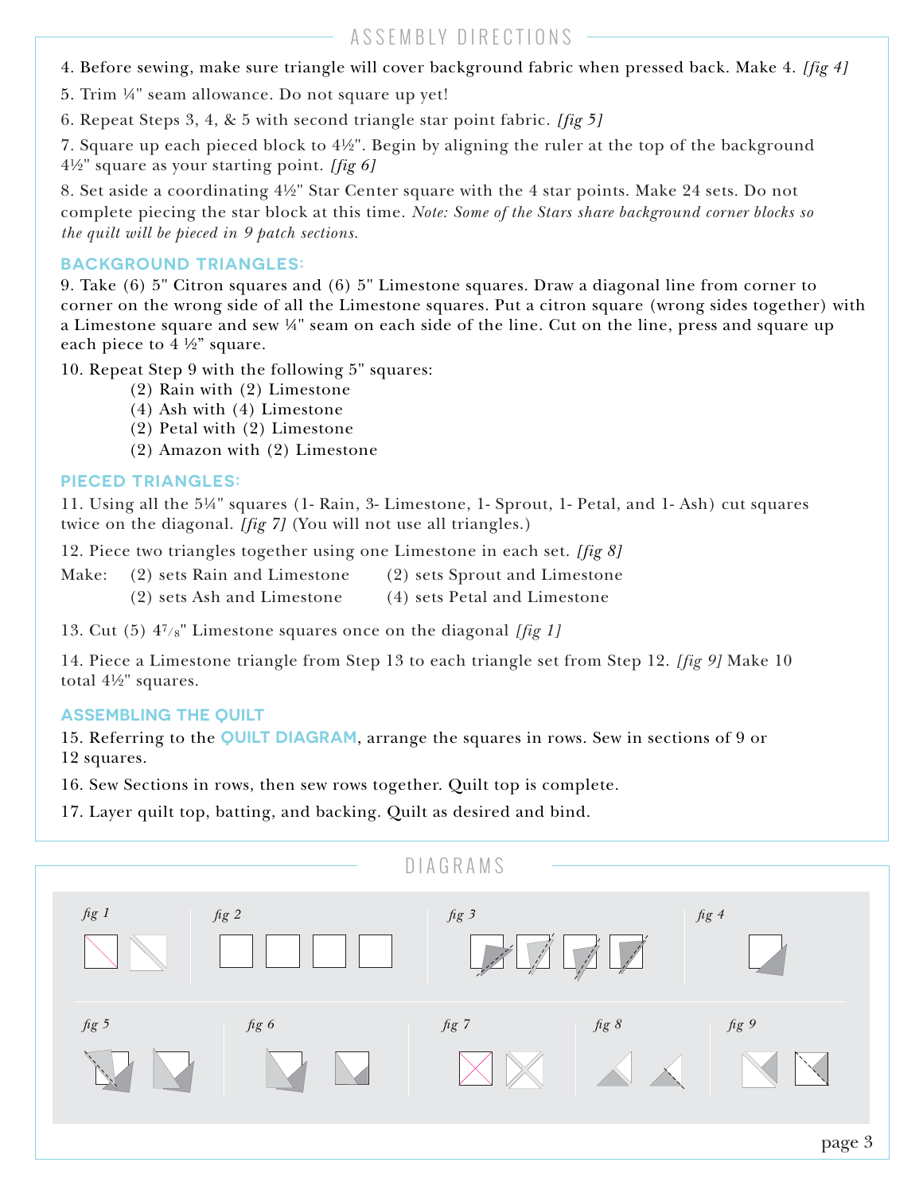## ASSEMBLY DIRECTIONS

4. Before sewing, make sure triangle will cover background fabric when pressed back. Make 4. *[fig 4]*

5. Trim ¼" seam allowance. Do not square up yet!

6. Repeat Steps 3, 4, & 5 with second triangle star point fabric. *[fig 5]*

7. Square up each pieced block to 4½". Begin by aligning the ruler at the top of the background 4½" square as your starting point. *[fig 6]*

8. Set aside a coordinating 4½" Star Center square with the 4 star points. Make 24 sets. Do not complete piecing the star block at this time. *Note: Some of the Stars share background corner blocks so the quilt will be pieced in 9 patch sections.*

### BACKGROUND TRIANGLES:

9. Take (6) 5" Citron squares and (6) 5" Limestone squares. Draw a diagonal line from corner to corner on the wrong side of all the Limestone squares. Put a citron square (wrong sides together) with a Limestone square and sew ¼" seam on each side of the line. Cut on the line, press and square up each piece to 4 ½" square.

10. Repeat Step 9 with the following 5" squares:
- (2) Rain with (2) Limestone
- (4) Ash with (4) Limestone
- (2) Petal with (2) Limestone
- (2) Amazon with (2) Limestone

### PIECED TRIANGLES:

11. Using all the 5¼" squares (1- Rain, 3- Limestone, 1- Sprout, 1- Petal, and 1- Ash) cut squares twice on the diagonal. *[fig 7]* (You will not use all triangles.)

12. Piece two triangles together using one Limestone in each set. *[fig 8]*

Make:
- (2) sets Rain and Limestone
- (2) sets Sprout and Limestone
- (2) sets Ash and Limestone
- (4) sets Petal and Limestone

13. Cut (5) 4⅞" Limestone squares once on the diagonal *[fig 1]*

14. Piece a Limestone triangle from Step 13 to each triangle set from Step 12. *[fig 9]* Make 10 total 4½" squares.

### ASSEMBLING THE QUILT

15. Referring to the **QUILT DIAGRAM**, arrange the squares in rows. Sew in sections of 9 or 12 squares.

16. Sew Sections in rows, then sew rows together. Quilt top is complete.

17. Layer quilt top, batting, and backing. Quilt as desired and bind.

## DIAGRAMS

*fig 1* *fig 2* *fig 3* *fig 4*

*fig 5* *fig 6* *fig 7* *fig 8* *fig 9*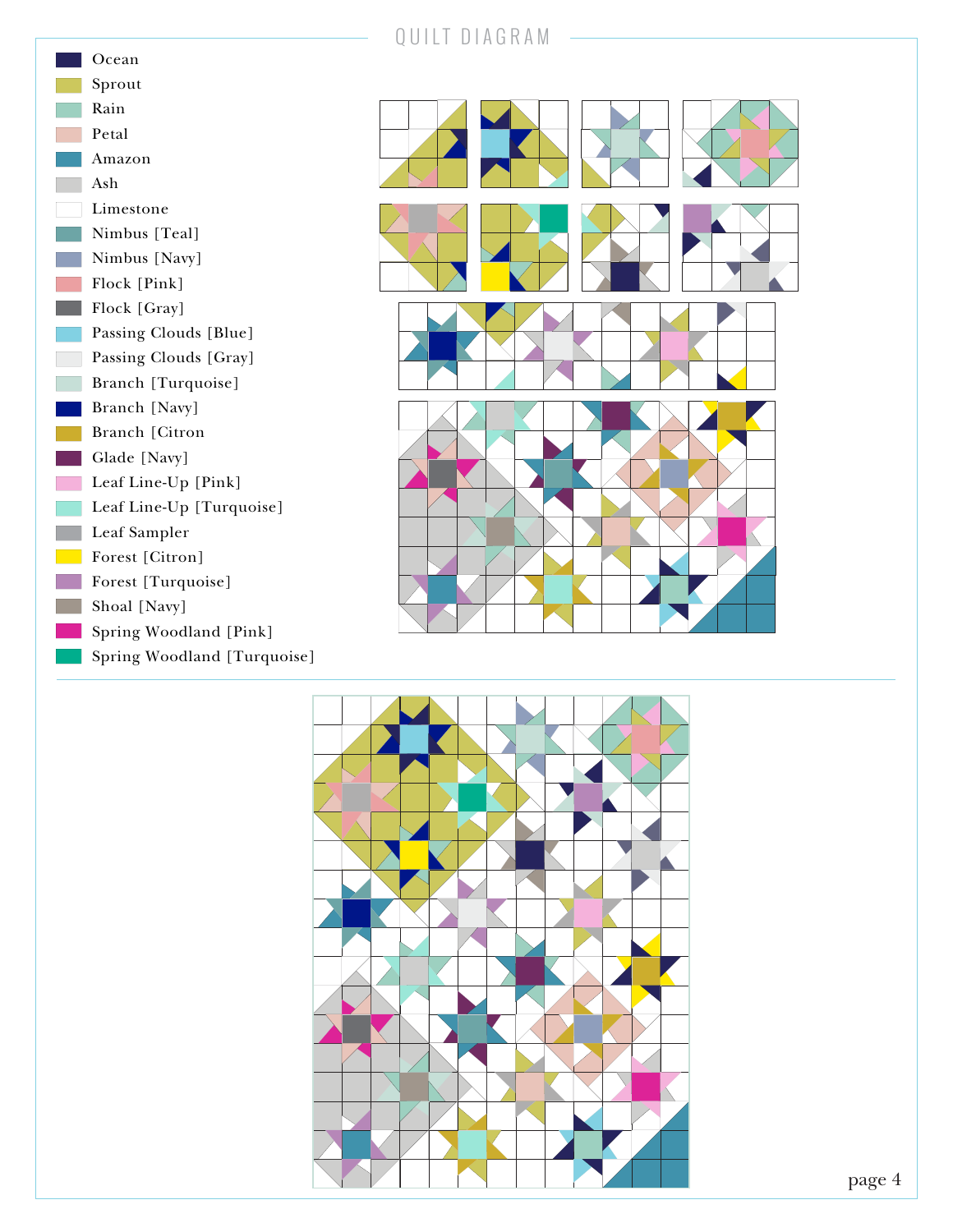# QUILT DIAGRAM

- Ocean
- Sprout
- Rain
- Petal
- Amazon
- Ash
- Limestone
- Nimbus [Teal]
- Nimbus [Navy]
- Flock [Pink]
- Flock [Gray]
- Passing Clouds [Blue]
- Passing Clouds [Gray]
- Branch [Turquoise]
- Branch [Navy]
- Branch [Citron
- Glade [Navy]
- Leaf Line-Up [Pink]
- Leaf Line-Up [Turquoise]
- Leaf Sampler
- Forest [Citron]
- Forest [Turquoise]
- Shoal [Navy]
- Spring Woodland [Pink]
- Spring Woodland [Turquoise]